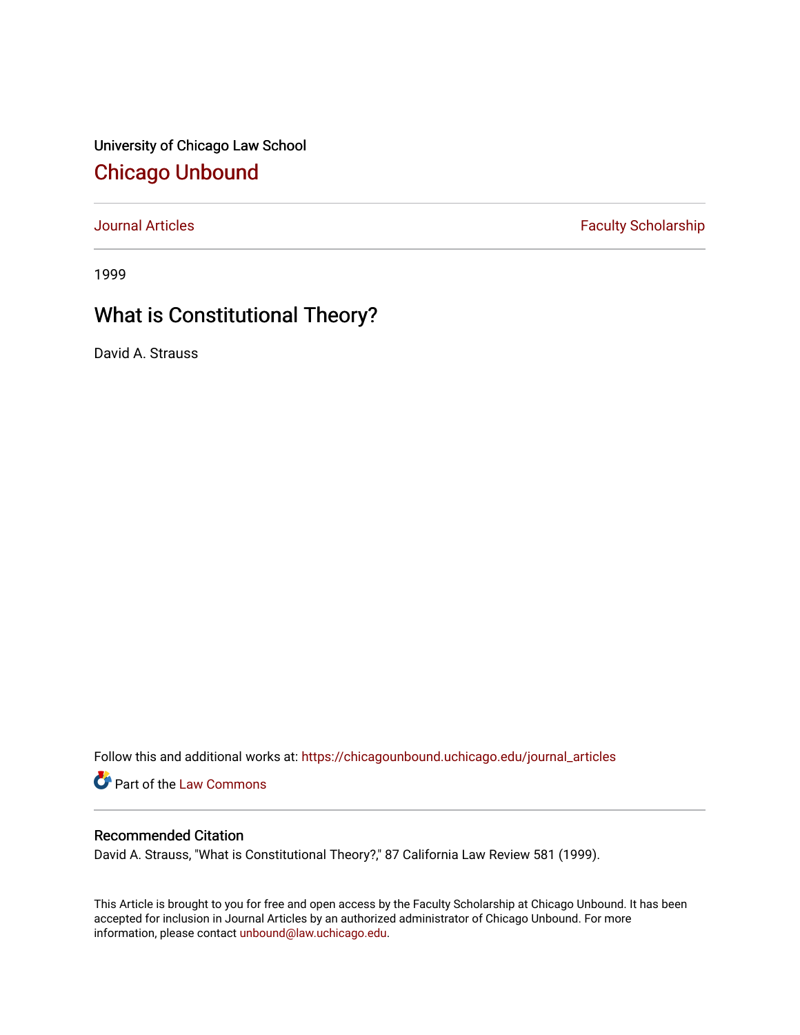University of Chicago Law School

## Chicago Unbound

Journal Articles

Faculty Scholarship

1999

# What is Constitutional Theory?

David A. Strauss

Follow this and additional works at: https://chicagounbound.uchicago.edu/journal_articles

Part of the Law Commons

### Recommended Citation

David A. Strauss, "What is Constitutional Theory?," 87 California Law Review 581 (1999).

This Article is brought to you for free and open access by the Faculty Scholarship at Chicago Unbound. It has been accepted for inclusion in Journal Articles by an authorized administrator of Chicago Unbound. For more information, please contact unbound@law.uchicago.edu.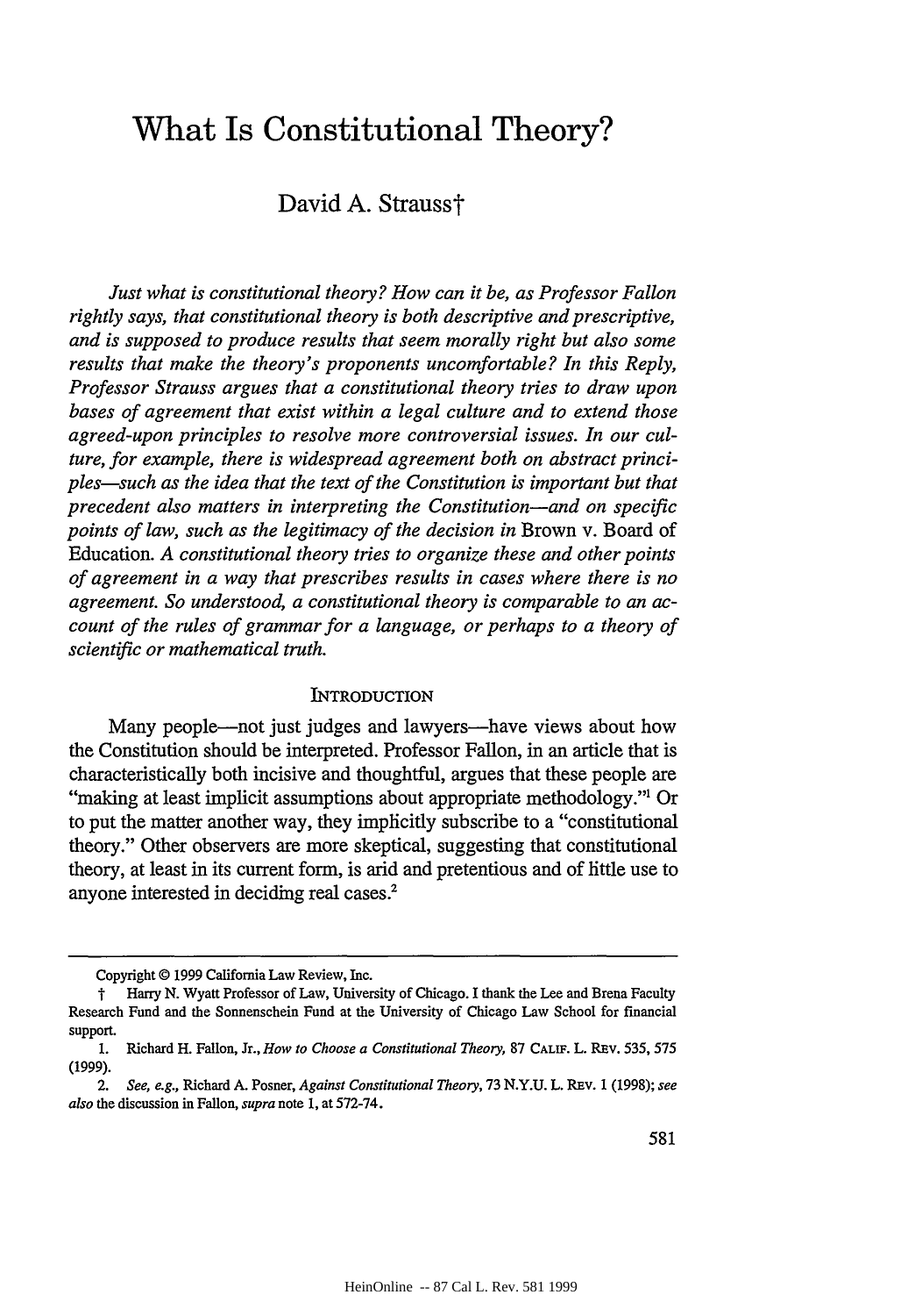# What Is Constitutional Theory?

David A. Strauss†

*Just what is constitutional theory? How can it be, as Professor Fallon rightly says, that constitutional theory is both descriptive and prescriptive, and is supposed to produce results that seem morally right but also some results that make the theory's proponents uncomfortable? In this Reply, Professor Strauss argues that a constitutional theory tries to draw upon bases of agreement that exist within a legal culture and to extend those agreed-upon principles to resolve more controversial issues. In our culture, for example, there is widespread agreement both on abstract principles—such as the idea that the text of the Constitution is important but that precedent also matters in interpreting the Constitution—and on specific points of law, such as the legitimacy of the decision in* Brown v. Board of Education. *A constitutional theory tries to organize these and other points of agreement in a way that prescribes results in cases where there is no agreement. So understood, a constitutional theory is comparable to an account of the rules of grammar for a language, or perhaps to a theory of scientific or mathematical truth.*

## INTRODUCTION

Many people—not just judges and lawyers—have views about how the Constitution should be interpreted. Professor Fallon, in an article that is characteristically both incisive and thoughtful, argues that these people are "making at least implicit assumptions about appropriate methodology."[1] Or to put the matter another way, they implicitly subscribe to a "constitutional theory." Other observers are more skeptical, suggesting that constitutional theory, at least in its current form, is arid and pretentious and of little use to anyone interested in deciding real cases.[2]

---

Copyright © 1999 California Law Review, Inc.

† Harry N. Wyatt Professor of Law, University of Chicago. I thank the Lee and Brena Faculty Research Fund and the Sonnenschein Fund at the University of Chicago Law School for financial support.

1. Richard H. Fallon, Jr., *How to Choose a Constitutional Theory*, 87 CALIF. L. REV. 535, 575 (1999).

2. *See, e.g.*, Richard A. Posner, *Against Constitutional Theory*, 73 N.Y.U. L. REV. 1 (1998); *see also* the discussion in Fallon, *supra* note 1, at 572-74.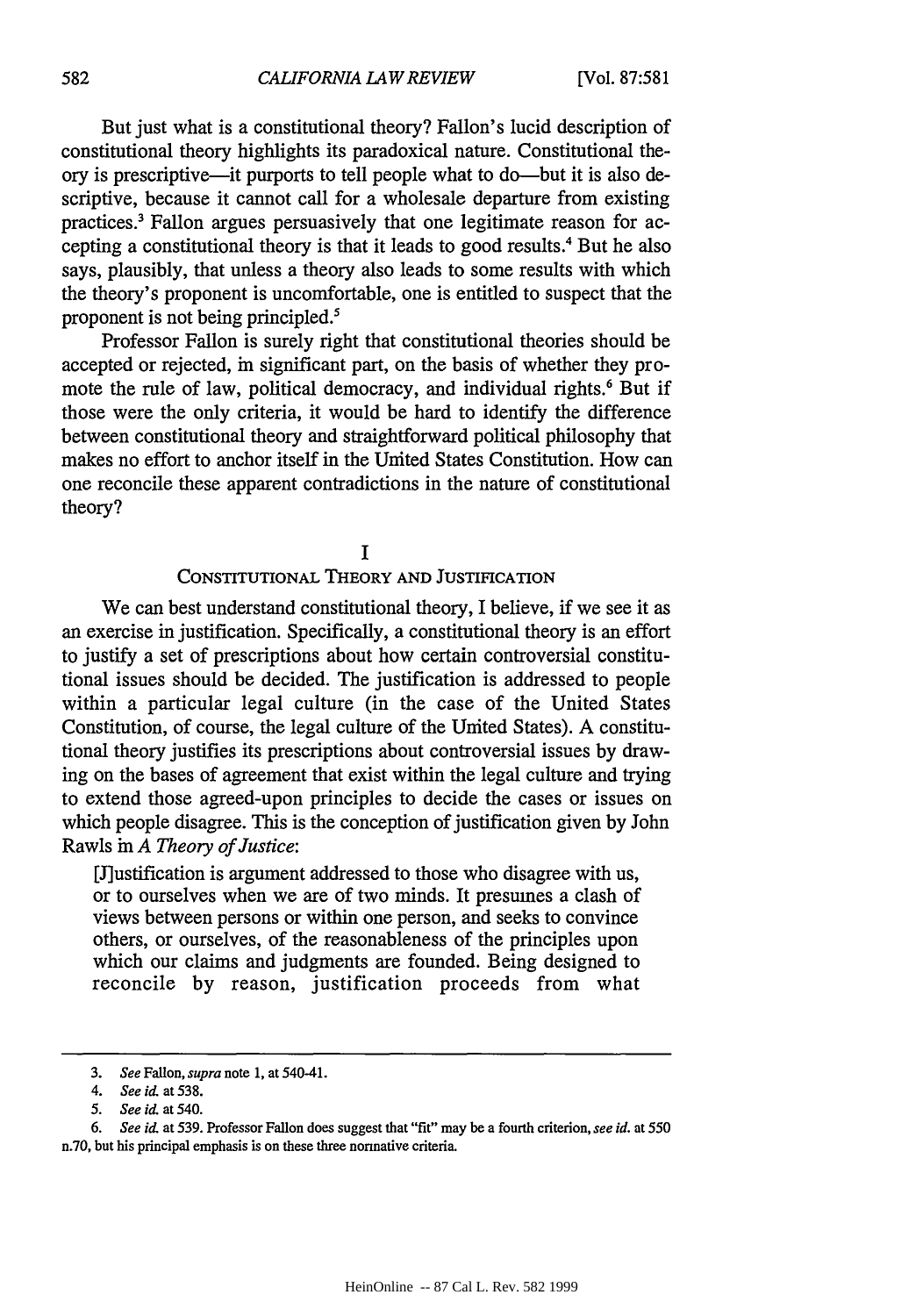But just what is a constitutional theory? Fallon's lucid description of constitutional theory highlights its paradoxical nature. Constitutional theory is prescriptive—it purports to tell people what to do—but it is also descriptive, because it cannot call for a wholesale departure from existing practices.[3] Fallon argues persuasively that one legitimate reason for accepting a constitutional theory is that it leads to good results.[4] But he also says, plausibly, that unless a theory also leads to some results with which the theory's proponent is uncomfortable, one is entitled to suspect that the proponent is not being principled.[5]

Professor Fallon is surely right that constitutional theories should be accepted or rejected, in significant part, on the basis of whether they promote the rule of law, political democracy, and individual rights.[6] But if those were the only criteria, it would be hard to identify the difference between constitutional theory and straightforward political philosophy that makes no effort to anchor itself in the United States Constitution. How can one reconcile these apparent contradictions in the nature of constitutional theory?

## I
## CONSTITUTIONAL THEORY AND JUSTIFICATION

We can best understand constitutional theory, I believe, if we see it as an exercise in justification. Specifically, a constitutional theory is an effort to justify a set of prescriptions about how certain controversial constitutional issues should be decided. The justification is addressed to people within a particular legal culture (in the case of the United States Constitution, of course, the legal culture of the United States). A constitutional theory justifies its prescriptions about controversial issues by drawing on the bases of agreement that exist within the legal culture and trying to extend those agreed-upon principles to decide the cases or issues on which people disagree. This is the conception of justification given by John Rawls in *A Theory of Justice*:

> [J]ustification is argument addressed to those who disagree with us, or to ourselves when we are of two minds. It presumes a clash of views between persons or within one person, and seeks to convince others, or ourselves, of the reasonableness of the principles upon which our claims and judgments are founded. Being designed to reconcile by reason, justification proceeds from what

---

3. *See* Fallon, *supra* note 1, at 540-41.

4. *See id.* at 538.

5. *See id.* at 540.

6. *See id.* at 539. Professor Fallon does suggest that "fit" may be a fourth criterion, *see id.* at 550 n.70, but his principal emphasis is on these three normative criteria.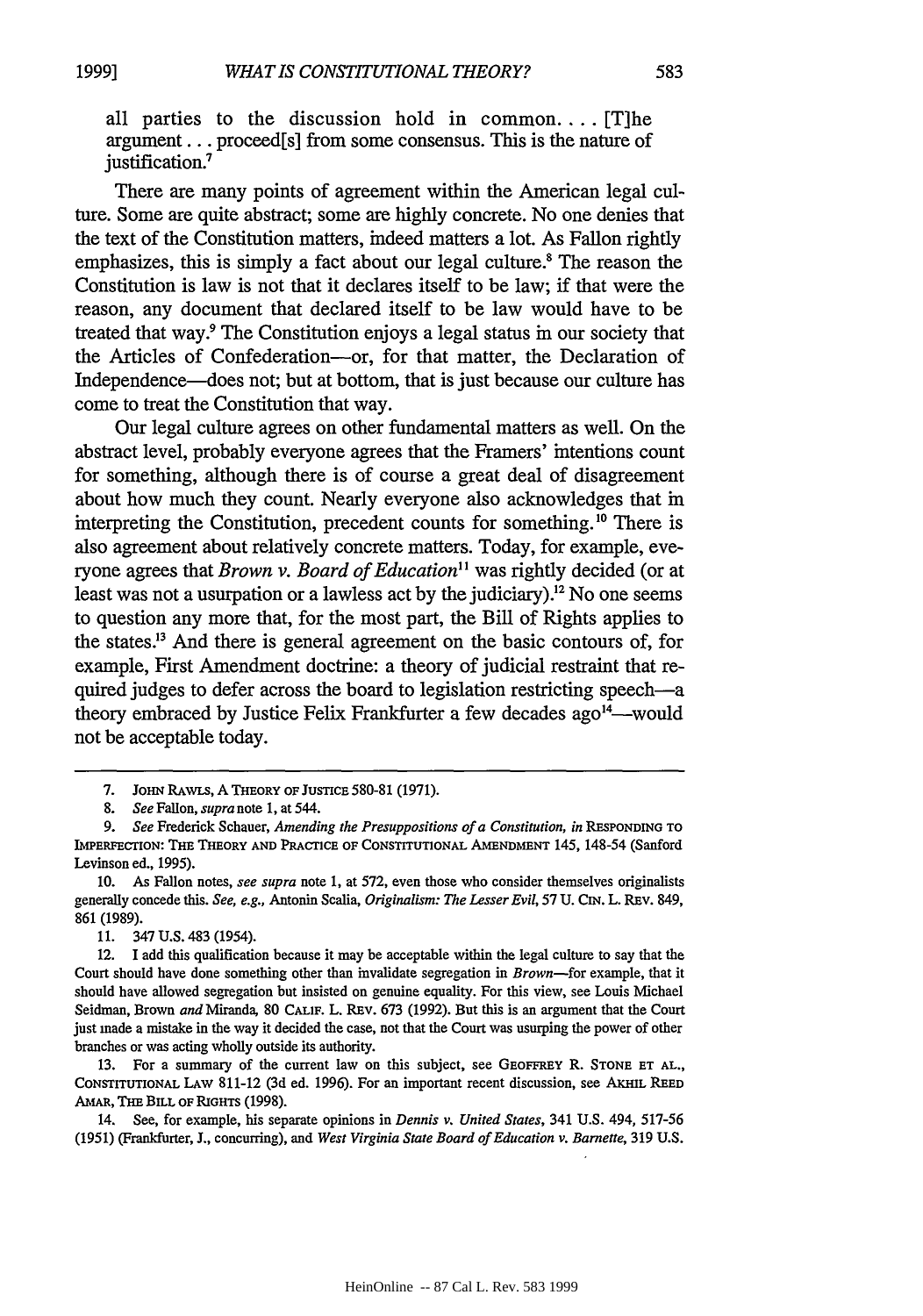all parties to the discussion hold in common. . . . [T]he argument . . . proceed[s] from some consensus. This is the nature of justification.[7]

There are many points of agreement within the American legal culture. Some are quite abstract; some are highly concrete. No one denies that the text of the Constitution matters, indeed matters a lot. As Fallon rightly emphasizes, this is simply a fact about our legal culture.[8] The reason the Constitution is law is not that it declares itself to be law; if that were the reason, any document that declared itself to be law would have to be treated that way.[9] The Constitution enjoys a legal status in our society that the Articles of Confederation—or, for that matter, the Declaration of Independence—does not; but at bottom, that is just because our culture has come to treat the Constitution that way.

Our legal culture agrees on other fundamental matters as well. On the abstract level, probably everyone agrees that the Framers' intentions count for something, although there is of course a great deal of disagreement about how much they count. Nearly everyone also acknowledges that in interpreting the Constitution, precedent counts for something.[10] There is also agreement about relatively concrete matters. Today, for example, everyone agrees that *Brown v. Board of Education*[11] was rightly decided (or at least was not a usurpation or a lawless act by the judiciary).[12] No one seems to question any more that, for the most part, the Bill of Rights applies to the states.[13] And there is general agreement on the basic contours of, for example, First Amendment doctrine: a theory of judicial restraint that required judges to defer across the board to legislation restricting speech—a theory embraced by Justice Felix Frankfurter a few decades ago[14]—would not be acceptable today.

---

7. JOHN RAWLS, A THEORY OF JUSTICE 580-81 (1971).

8. *See* Fallon, *supra* note 1, at 544.

9. *See* Frederick Schauer, *Amending the Presuppositions of a Constitution*, *in* RESPONDING TO IMPERFECTION: THE THEORY AND PRACTICE OF CONSTITUTIONAL AMENDMENT 145, 148-54 (Sanford Levinson ed., 1995).

10. As Fallon notes, *see supra* note 1, at 572, even those who consider themselves originalists generally concede this. *See, e.g.*, Antonin Scalia, *Originalism: The Lesser Evil*, 57 U. CIN. L. REV. 849, 861 (1989).

11. 347 U.S. 483 (1954).

12. I add this qualification because it may be acceptable within the legal culture to say that the Court should have done something other than invalidate segregation in *Brown*—for example, that it should have allowed segregation but insisted on genuine equality. For this view, see Louis Michael Seidman, Brown *and* Miranda, 80 CALIF. L. REV. 673 (1992). But this is an argument that the Court just made a mistake in the way it decided the case, not that the Court was usurping the power of other branches or was acting wholly outside its authority.

13. For a summary of the current law on this subject, see GEOFFREY R. STONE ET AL., CONSTITUTIONAL LAW 811-12 (3d ed. 1996). For an important recent discussion, see AKHIL REED AMAR, THE BILL OF RIGHTS (1998).

14. See, for example, his separate opinions in *Dennis v. United States*, 341 U.S. 494, 517-56 (1951) (Frankfurter, J., concurring), and *West Virginia State Board of Education v. Barnette*, 319 U.S.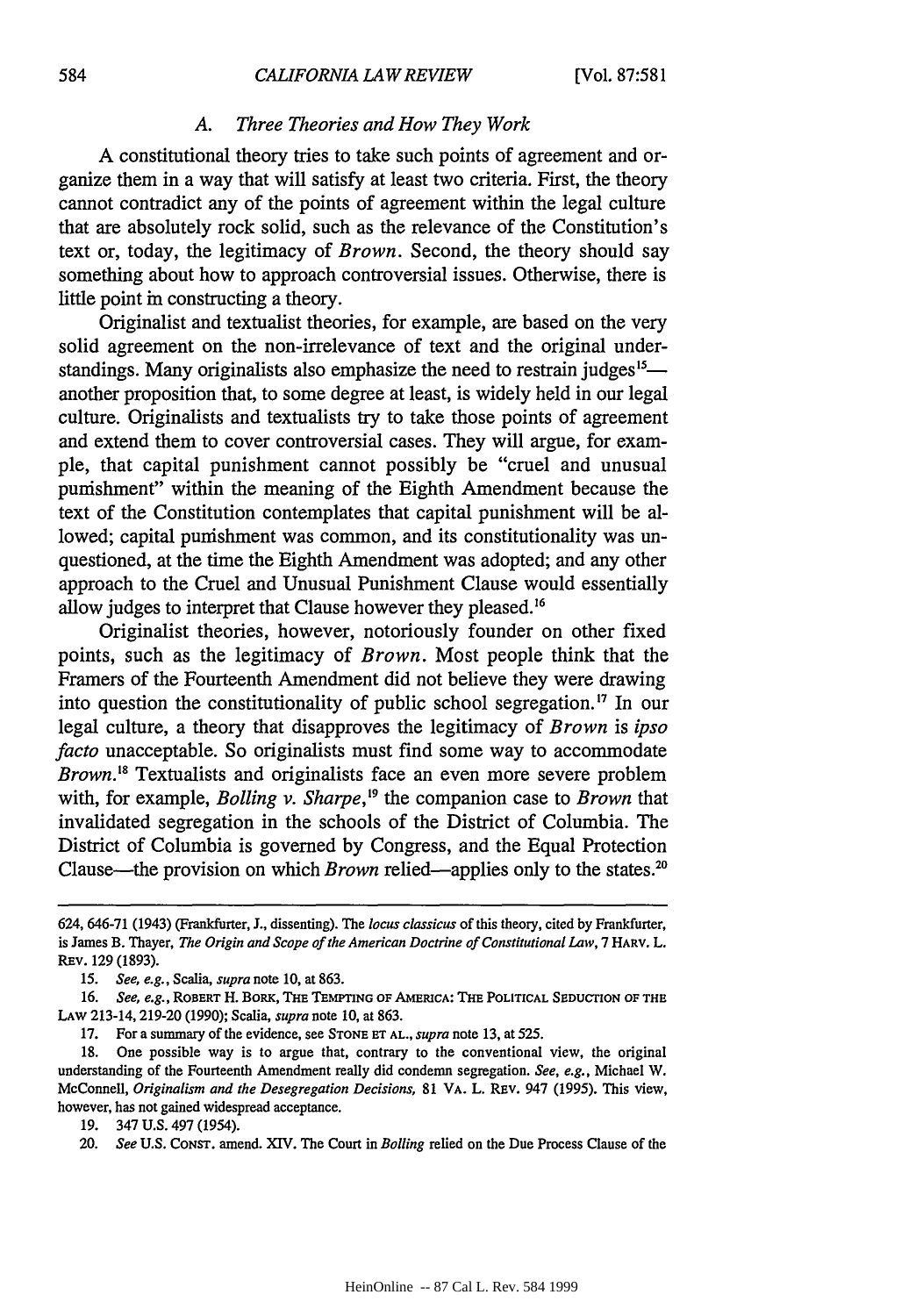### A. *Three Theories and How They Work*

A constitutional theory tries to take such points of agreement and organize them in a way that will satisfy at least two criteria. First, the theory cannot contradict any of the points of agreement within the legal culture that are absolutely rock solid, such as the relevance of the Constitution's text or, today, the legitimacy of *Brown*. Second, the theory should say something about how to approach controversial issues. Otherwise, there is little point in constructing a theory.

Originalist and textualist theories, for example, are based on the very solid agreement on the non-irrelevance of text and the original understandings. Many originalists also emphasize the need to restrain judges[15]—another proposition that, to some degree at least, is widely held in our legal culture. Originalists and textualists try to take those points of agreement and extend them to cover controversial cases. They will argue, for example, that capital punishment cannot possibly be "cruel and unusual punishment" within the meaning of the Eighth Amendment because the text of the Constitution contemplates that capital punishment will be allowed; capital punishment was common, and its constitutionality was unquestioned, at the time the Eighth Amendment was adopted; and any other approach to the Cruel and Unusual Punishment Clause would essentially allow judges to interpret that Clause however they pleased.[16]

Originalist theories, however, notoriously founder on other fixed points, such as the legitimacy of *Brown*. Most people think that the Framers of the Fourteenth Amendment did not believe they were drawing into question the constitutionality of public school segregation.[17] In our legal culture, a theory that disapproves the legitimacy of *Brown* is *ipso facto* unacceptable. So originalists must find some way to accommodate *Brown*.[18] Textualists and originalists face an even more severe problem with, for example, *Bolling v. Sharpe*,[19] the companion case to *Brown* that invalidated segregation in the schools of the District of Columbia. The District of Columbia is governed by Congress, and the Equal Protection Clause—the provision on which *Brown* relied—applies only to the states.[20]

---

624, 646-71 (1943) (Frankfurter, J., dissenting). The *locus classicus* of this theory, cited by Frankfurter, is James B. Thayer, *The Origin and Scope of the American Doctrine of Constitutional Law*, 7 HARV. L. REV. 129 (1893).

15. *See, e.g.*, Scalia, *supra* note 10, at 863.

16. *See, e.g.*, ROBERT H. BORK, THE TEMPTING OF AMERICA: THE POLITICAL SEDUCTION OF THE LAW 213-14, 219-20 (1990); Scalia, *supra* note 10, at 863.

17. For a summary of the evidence, see STONE ET AL., *supra* note 13, at 525.

18. One possible way is to argue that, contrary to the conventional view, the original understanding of the Fourteenth Amendment really did condemn segregation. *See, e.g.*, Michael W. McConnell, *Originalism and the Desegregation Decisions*, 81 VA. L. REV. 947 (1995). This view, however, has not gained widespread acceptance.

19. 347 U.S. 497 (1954).

20. *See* U.S. CONST. amend. XIV. The Court in *Bolling* relied on the Due Process Clause of the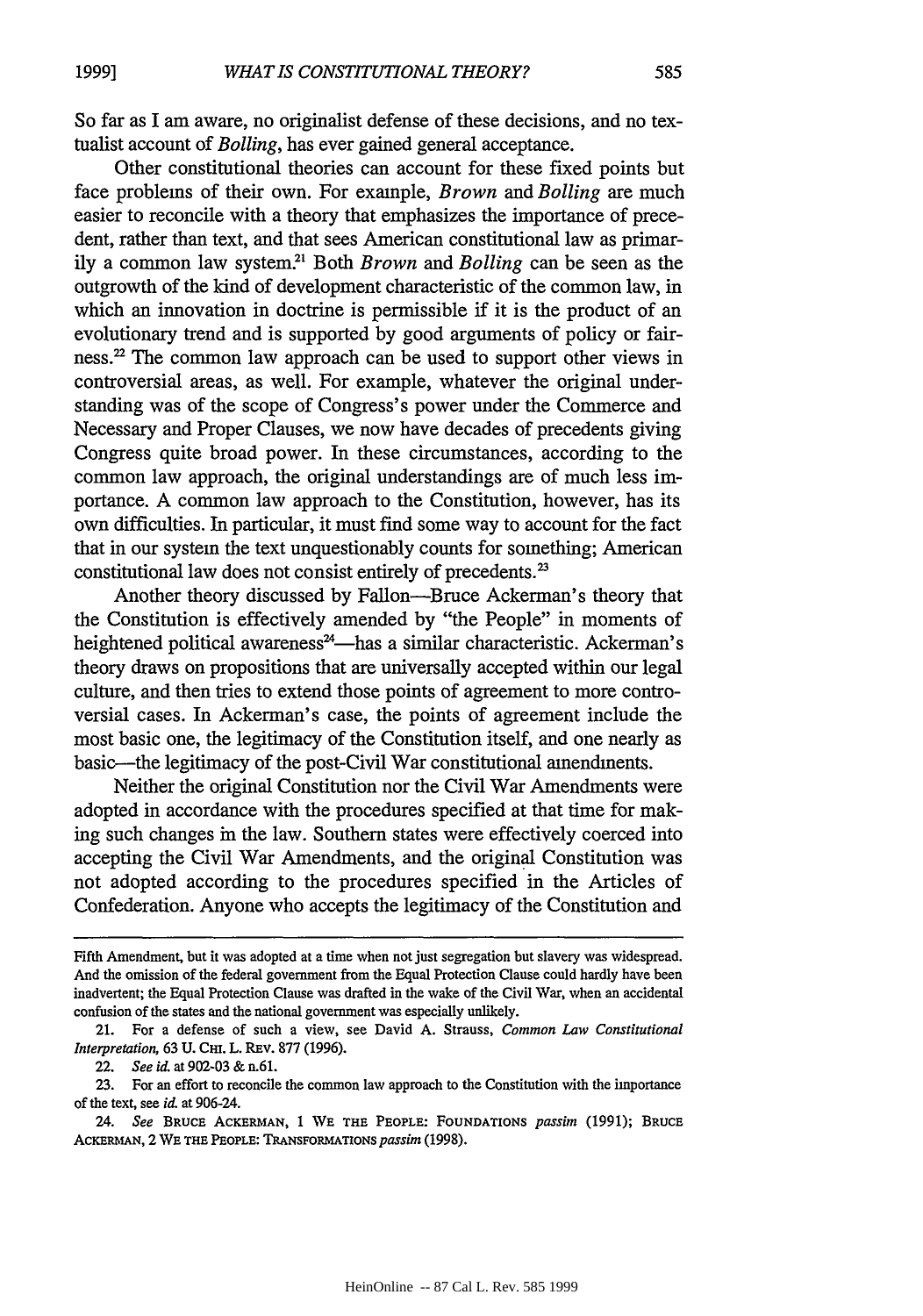So far as I am aware, no originalist defense of these decisions, and no textualist account of *Bolling*, has ever gained general acceptance.

Other constitutional theories can account for these fixed points but face problems of their own. For example, *Brown* and *Bolling* are much easier to reconcile with a theory that emphasizes the importance of precedent, rather than text, and that sees American constitutional law as primarily a common law system.[21] Both *Brown* and *Bolling* can be seen as the outgrowth of the kind of development characteristic of the common law, in which an innovation in doctrine is permissible if it is the product of an evolutionary trend and is supported by good arguments of policy or fairness.[22] The common law approach can be used to support other views in controversial areas, as well. For example, whatever the original understanding was of the scope of Congress's power under the Commerce and Necessary and Proper Clauses, we now have decades of precedents giving Congress quite broad power. In these circumstances, according to the common law approach, the original understandings are of much less importance. A common law approach to the Constitution, however, has its own difficulties. In particular, it must find some way to account for the fact that in our system the text unquestionably counts for something; American constitutional law does not consist entirely of precedents.[23]

Another theory discussed by Fallon—Bruce Ackerman's theory that the Constitution is effectively amended by "the People" in moments of heightened political awareness[24]—has a similar characteristic. Ackerman's theory draws on propositions that are universally accepted within our legal culture, and then tries to extend those points of agreement to more controversial cases. In Ackerman's case, the points of agreement include the most basic one, the legitimacy of the Constitution itself, and one nearly as basic—the legitimacy of the post-Civil War constitutional amendments.

Neither the original Constitution nor the Civil War Amendments were adopted in accordance with the procedures specified at that time for making such changes in the law. Southern states were effectively coerced into accepting the Civil War Amendments, and the original Constitution was not adopted according to the procedures specified in the Articles of Confederation. Anyone who accepts the legitimacy of the Constitution and

---

Fifth Amendment, but it was adopted at a time when not just segregation but slavery was widespread. And the omission of the federal government from the Equal Protection Clause could hardly have been inadvertent; the Equal Protection Clause was drafted in the wake of the Civil War, when an accidental confusion of the states and the national government was especially unlikely.

21. For a defense of such a view, see David A. Strauss, *Common Law Constitutional Interpretation*, 63 U. CHI. L. REV. 877 (1996).

22. *See id.* at 902-03 & n.61.

23. For an effort to reconcile the common law approach to the Constitution with the importance of the text, see *id.* at 906-24.

24. *See* BRUCE ACKERMAN, 1 WE THE PEOPLE: FOUNDATIONS *passim* (1991); BRUCE ACKERMAN, 2 WE THE PEOPLE: TRANSFORMATIONS *passim* (1998).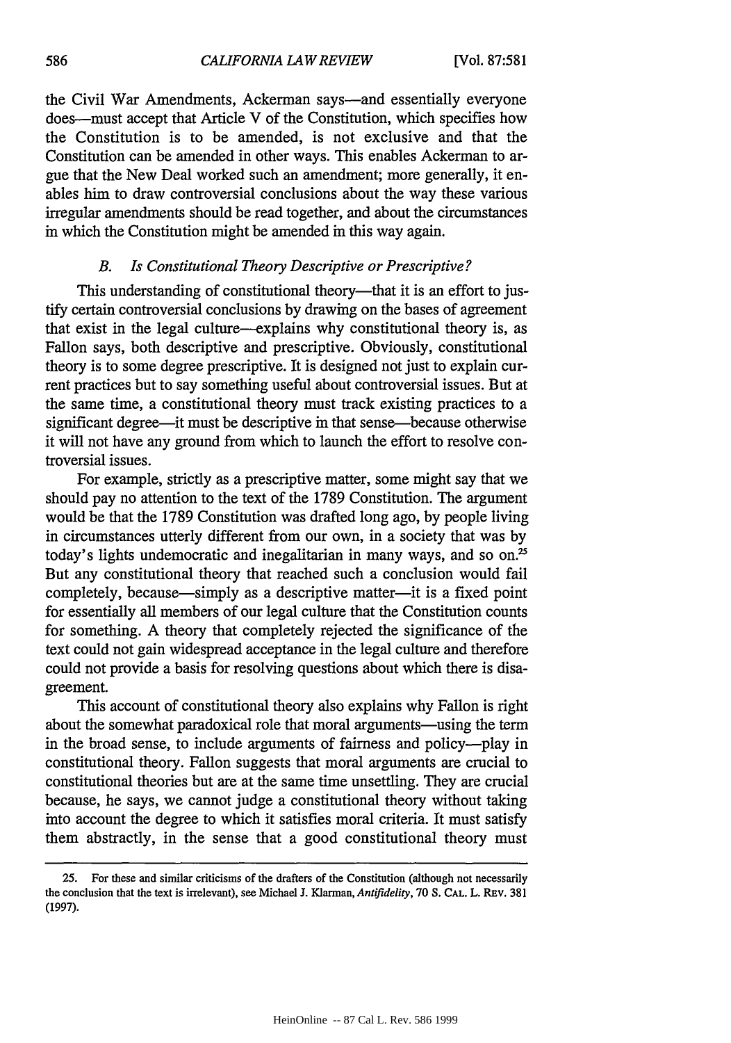the Civil War Amendments, Ackerman says—and essentially everyone does—must accept that Article V of the Constitution, which specifies how the Constitution is to be amended, is not exclusive and that the Constitution can be amended in other ways. This enables Ackerman to argue that the New Deal worked such an amendment; more generally, it enables him to draw controversial conclusions about the way these various irregular amendments should be read together, and about the circumstances in which the Constitution might be amended in this way again.

### *B. Is Constitutional Theory Descriptive or Prescriptive?*

This understanding of constitutional theory—that it is an effort to justify certain controversial conclusions by drawing on the bases of agreement that exist in the legal culture—explains why constitutional theory is, as Fallon says, both descriptive and prescriptive. Obviously, constitutional theory is to some degree prescriptive. It is designed not just to explain current practices but to say something useful about controversial issues. But at the same time, a constitutional theory must track existing practices to a significant degree—it must be descriptive in that sense—because otherwise it will not have any ground from which to launch the effort to resolve controversial issues.

For example, strictly as a prescriptive matter, some might say that we should pay no attention to the text of the 1789 Constitution. The argument would be that the 1789 Constitution was drafted long ago, by people living in circumstances utterly different from our own, in a society that was by today's lights undemocratic and inegalitarian in many ways, and so on.[25] But any constitutional theory that reached such a conclusion would fail completely, because—simply as a descriptive matter—it is a fixed point for essentially all members of our legal culture that the Constitution counts for something. A theory that completely rejected the significance of the text could not gain widespread acceptance in the legal culture and therefore could not provide a basis for resolving questions about which there is disagreement.

This account of constitutional theory also explains why Fallon is right about the somewhat paradoxical role that moral arguments—using the term in the broad sense, to include arguments of fairness and policy—play in constitutional theory. Fallon suggests that moral arguments are crucial to constitutional theories but are at the same time unsettling. They are crucial because, he says, we cannot judge a constitutional theory without taking into account the degree to which it satisfies moral criteria. It must satisfy them abstractly, in the sense that a good constitutional theory must

---

25. For these and similar criticisms of the drafters of the Constitution (although not necessarily the conclusion that the text is irrelevant), see Michael J. Klarman, *Antifidelity*, 70 S. CAL. L. REV. 381 (1997).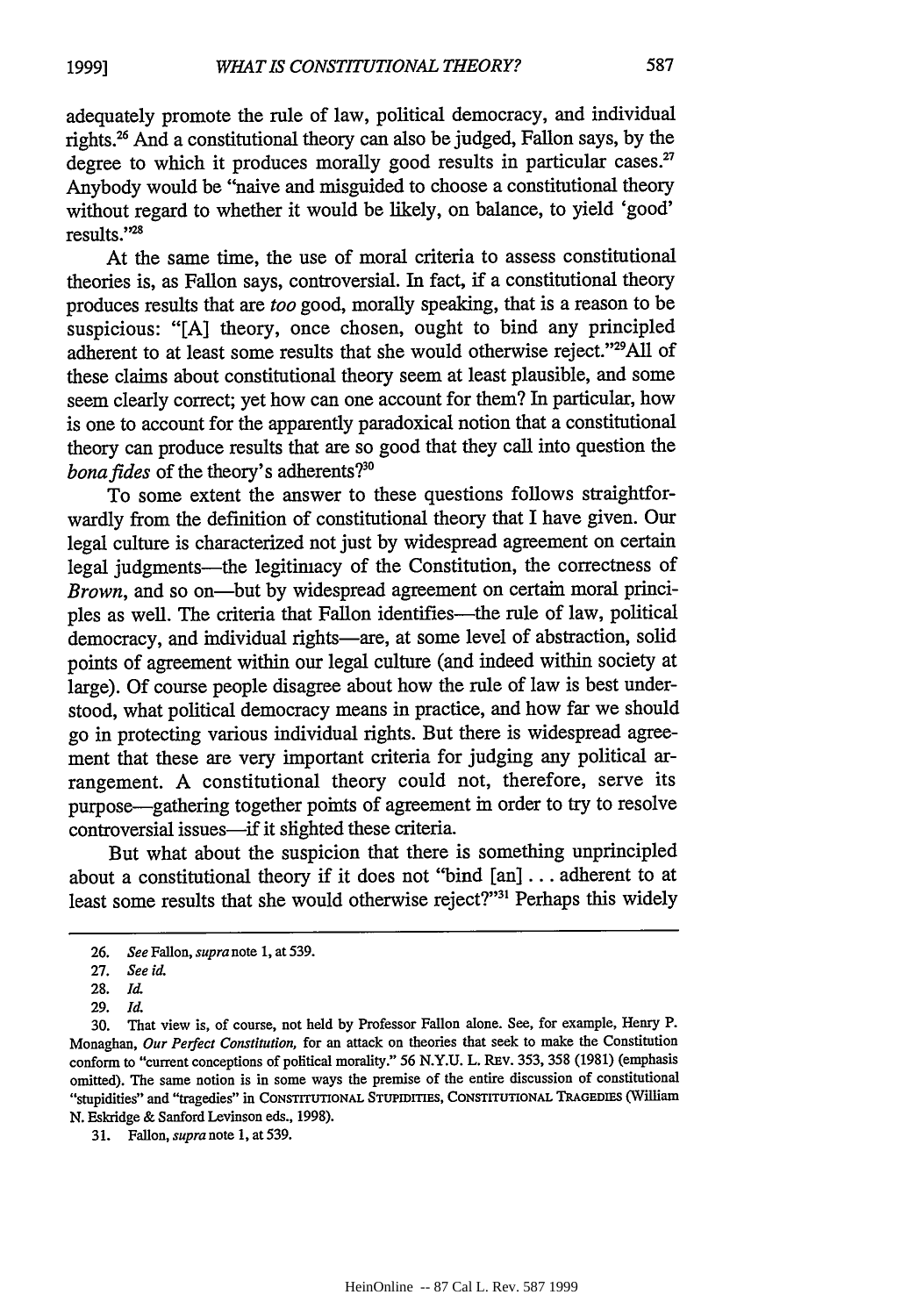adequately promote the rule of law, political democracy, and individual rights.[26] And a constitutional theory can also be judged, Fallon says, by the degree to which it produces morally good results in particular cases.[27] Anybody would be "naive and misguided to choose a constitutional theory without regard to whether it would be likely, on balance, to yield 'good' results."[28]

At the same time, the use of moral criteria to assess constitutional theories is, as Fallon says, controversial. In fact, if a constitutional theory produces results that are *too* good, morally speaking, that is a reason to be suspicious: "[A] theory, once chosen, ought to bind any principled adherent to at least some results that she would otherwise reject."[29] All of these claims about constitutional theory seem at least plausible, and some seem clearly correct; yet how can one account for them? In particular, how is one to account for the apparently paradoxical notion that a constitutional theory can produce results that are so good that they call into question the *bona fides* of the theory's adherents?[30]

To some extent the answer to these questions follows straightforwardly from the definition of constitutional theory that I have given. Our legal culture is characterized not just by widespread agreement on certain legal judgments—the legitimacy of the Constitution, the correctness of *Brown*, and so on—but by widespread agreement on certain moral principles as well. The criteria that Fallon identifies—the rule of law, political democracy, and individual rights—are, at some level of abstraction, solid points of agreement within our legal culture (and indeed within society at large). Of course people disagree about how the rule of law is best understood, what political democracy means in practice, and how far we should go in protecting various individual rights. But there is widespread agreement that these are very important criteria for judging any political arrangement. A constitutional theory could not, therefore, serve its purpose—gathering together points of agreement in order to try to resolve controversial issues—if it slighted these criteria.

But what about the suspicion that there is something unprincipled about a constitutional theory if it does not "bind [an] . . . adherent to at least some results that she would otherwise reject?"[31] Perhaps this widely

---

26. *See* Fallon, *supra* note 1, at 539.

27. *See id.*

28. *Id.*

29. *Id.*

30. That view is, of course, not held by Professor Fallon alone. See, for example, Henry P. Monaghan, *Our Perfect Constitution,* for an attack on theories that seek to make the Constitution conform to "current conceptions of political morality." 56 N.Y.U. L. REV. 353, 358 (1981) (emphasis omitted). The same notion is in some ways the premise of the entire discussion of constitutional "stupidities" and "tragedies" in CONSTITUTIONAL STUPIDITIES, CONSTITUTIONAL TRAGEDIES (William N. Eskridge & Sanford Levinson eds., 1998).

31. Fallon, *supra* note 1, at 539.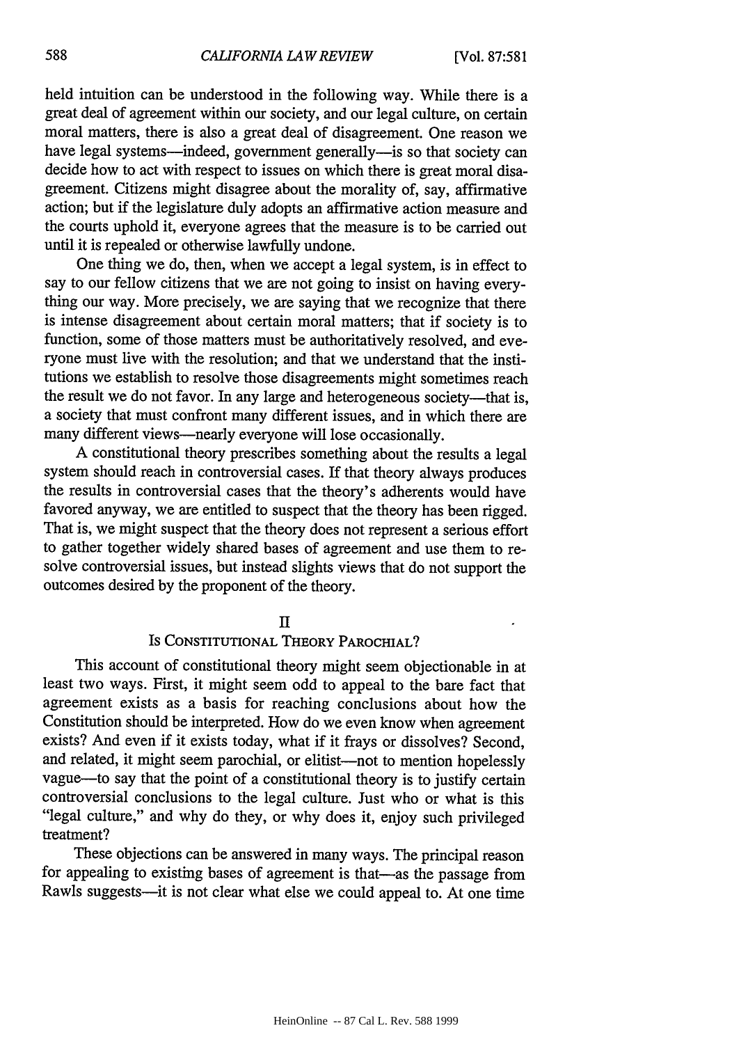held intuition can be understood in the following way. While there is a great deal of agreement within our society, and our legal culture, on certain moral matters, there is also a great deal of disagreement. One reason we have legal systems—indeed, government generally—is so that society can decide how to act with respect to issues on which there is great moral disagreement. Citizens might disagree about the morality of, say, affirmative action; but if the legislature duly adopts an affirmative action measure and the courts uphold it, everyone agrees that the measure is to be carried out until it is repealed or otherwise lawfully undone.

One thing we do, then, when we accept a legal system, is in effect to say to our fellow citizens that we are not going to insist on having everything our way. More precisely, we are saying that we recognize that there is intense disagreement about certain moral matters; that if society is to function, some of those matters must be authoritatively resolved, and everyone must live with the resolution; and that we understand that the institutions we establish to resolve those disagreements might sometimes reach the result we do not favor. In any large and heterogeneous society—that is, a society that must confront many different issues, and in which there are many different views—nearly everyone will lose occasionally.

A constitutional theory prescribes something about the results a legal system should reach in controversial cases. If that theory always produces the results in controversial cases that the theory's adherents would have favored anyway, we are entitled to suspect that the theory has been rigged. That is, we might suspect that the theory does not represent a serious effort to gather together widely shared bases of agreement and use them to resolve controversial issues, but instead slights views that do not support the outcomes desired by the proponent of the theory.

## II
## Is Constitutional Theory Parochial?

This account of constitutional theory might seem objectionable in at least two ways. First, it might seem odd to appeal to the bare fact that agreement exists as a basis for reaching conclusions about how the Constitution should be interpreted. How do we even know when agreement exists? And even if it exists today, what if it frays or dissolves? Second, and related, it might seem parochial, or elitist—not to mention hopelessly vague—to say that the point of a constitutional theory is to justify certain controversial conclusions to the legal culture. Just who or what is this "legal culture," and why do they, or why does it, enjoy such privileged treatment?

These objections can be answered in many ways. The principal reason for appealing to existing bases of agreement is that—as the passage from Rawls suggests—it is not clear what else we could appeal to. At one time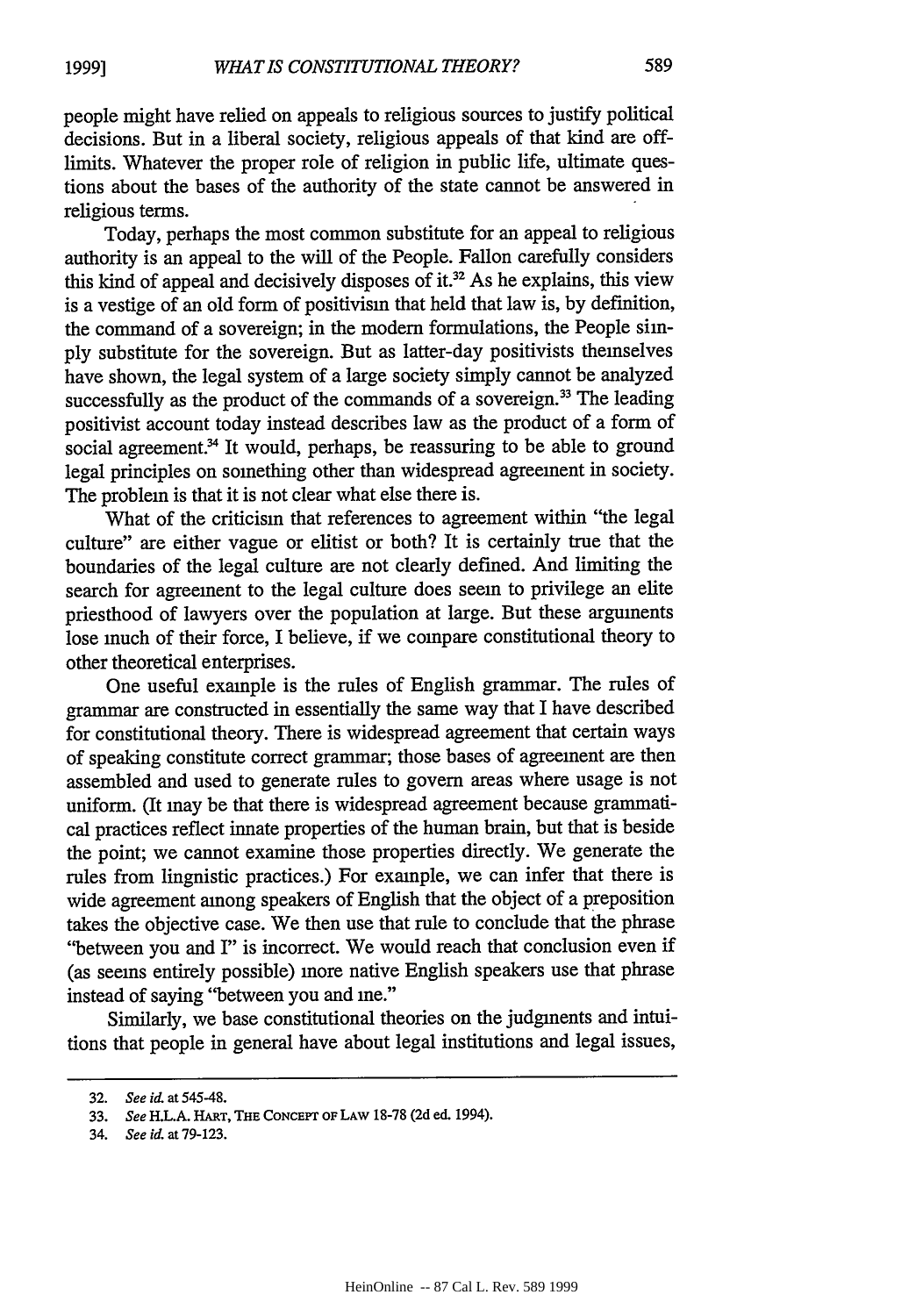people might have relied on appeals to religious sources to justify political decisions. But in a liberal society, religious appeals of that kind are off-limits. Whatever the proper role of religion in public life, ultimate questions about the bases of the authority of the state cannot be answered in religious terms.

Today, perhaps the most common substitute for an appeal to religious authority is an appeal to the will of the People. Fallon carefully considers this kind of appeal and decisively disposes of it.[32] As he explains, this view is a vestige of an old form of positivism that held that law is, by definition, the command of a sovereign; in the modern formulations, the People simply substitute for the sovereign. But as latter-day positivists themselves have shown, the legal system of a large society simply cannot be analyzed successfully as the product of the commands of a sovereign.[33] The leading positivist account today instead describes law as the product of a form of social agreement.[34] It would, perhaps, be reassuring to be able to ground legal principles on something other than widespread agreement in society. The problem is that it is not clear what else there is.

What of the criticism that references to agreement within "the legal culture" are either vague or elitist or both? It is certainly true that the boundaries of the legal culture are not clearly defined. And limiting the search for agreement to the legal culture does seem to privilege an elite priesthood of lawyers over the population at large. But these arguments lose much of their force, I believe, if we compare constitutional theory to other theoretical enterprises.

One useful example is the rules of English grammar. The rules of grammar are constructed in essentially the same way that I have described for constitutional theory. There is widespread agreement that certain ways of speaking constitute correct grammar; those bases of agreement are then assembled and used to generate rules to govern areas where usage is not uniform. (It may be that there is widespread agreement because grammatical practices reflect innate properties of the human brain, but that is beside the point; we cannot examine those properties directly. We generate the rules from linguistic practices.) For example, we can infer that there is wide agreement among speakers of English that the object of a preposition takes the objective case. We then use that rule to conclude that the phrase "between you and I" is incorrect. We would reach that conclusion even if (as seems entirely possible) more native English speakers use that phrase instead of saying "between you and me."

Similarly, we base constitutional theories on the judgments and intuitions that people in general have about legal institutions and legal issues,

---

32. *See id.* at 545-48.

33. *See* H.L.A. HART, THE CONCEPT OF LAW 18-78 (2d ed. 1994).

34. *See id.* at 79-123.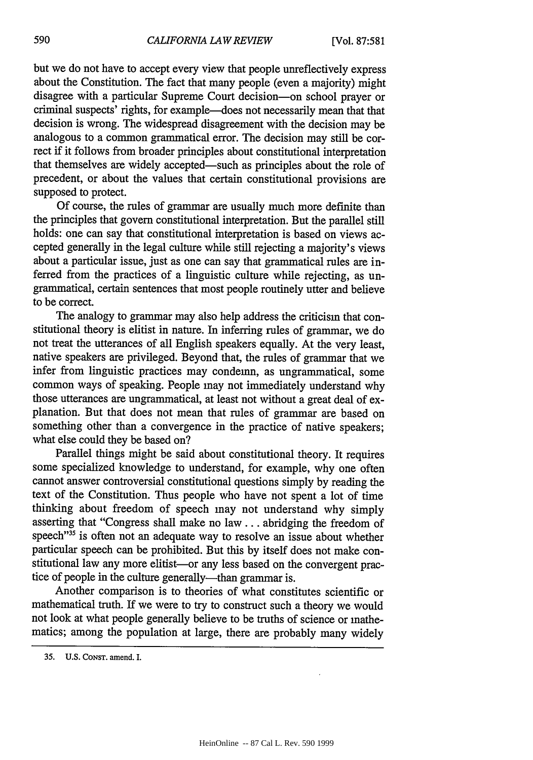but we do not have to accept every view that people unreflectively express about the Constitution. The fact that many people (even a majority) might disagree with a particular Supreme Court decision—on school prayer or criminal suspects' rights, for example—does not necessarily mean that that decision is wrong. The widespread disagreement with the decision may be analogous to a common grammatical error. The decision may still be correct if it follows from broader principles about constitutional interpretation that themselves are widely accepted—such as principles about the role of precedent, or about the values that certain constitutional provisions are supposed to protect.

Of course, the rules of grammar are usually much more definite than the principles that govern constitutional interpretation. But the parallel still holds: one can say that constitutional interpretation is based on views accepted generally in the legal culture while still rejecting a majority's views about a particular issue, just as one can say that grammatical rules are inferred from the practices of a linguistic culture while rejecting, as ungrammatical, certain sentences that most people routinely utter and believe to be correct.

The analogy to grammar may also help address the criticism that constitutional theory is elitist in nature. In inferring rules of grammar, we do not treat the utterances of all English speakers equally. At the very least, native speakers are privileged. Beyond that, the rules of grammar that we infer from linguistic practices may condemn, as ungrammatical, some common ways of speaking. People may not immediately understand why those utterances are ungrammatical, at least not without a great deal of explanation. But that does not mean that rules of grammar are based on something other than a convergence in the practice of native speakers; what else could they be based on?

Parallel things might be said about constitutional theory. It requires some specialized knowledge to understand, for example, why one often cannot answer controversial constitutional questions simply by reading the text of the Constitution. Thus people who have not spent a lot of time thinking about freedom of speech may not understand why simply asserting that "Congress shall make no law . . . abridging the freedom of speech"[35] is often not an adequate way to resolve an issue about whether particular speech can be prohibited. But this by itself does not make constitutional law any more elitist—or any less based on the convergent practice of people in the culture generally—than grammar is.

Another comparison is to theories of what constitutes scientific or mathematical truth. If we were to try to construct such a theory we would not look at what people generally believe to be truths of science or mathematics; among the population at large, there are probably many widely

35. U.S. CONST. amend. I.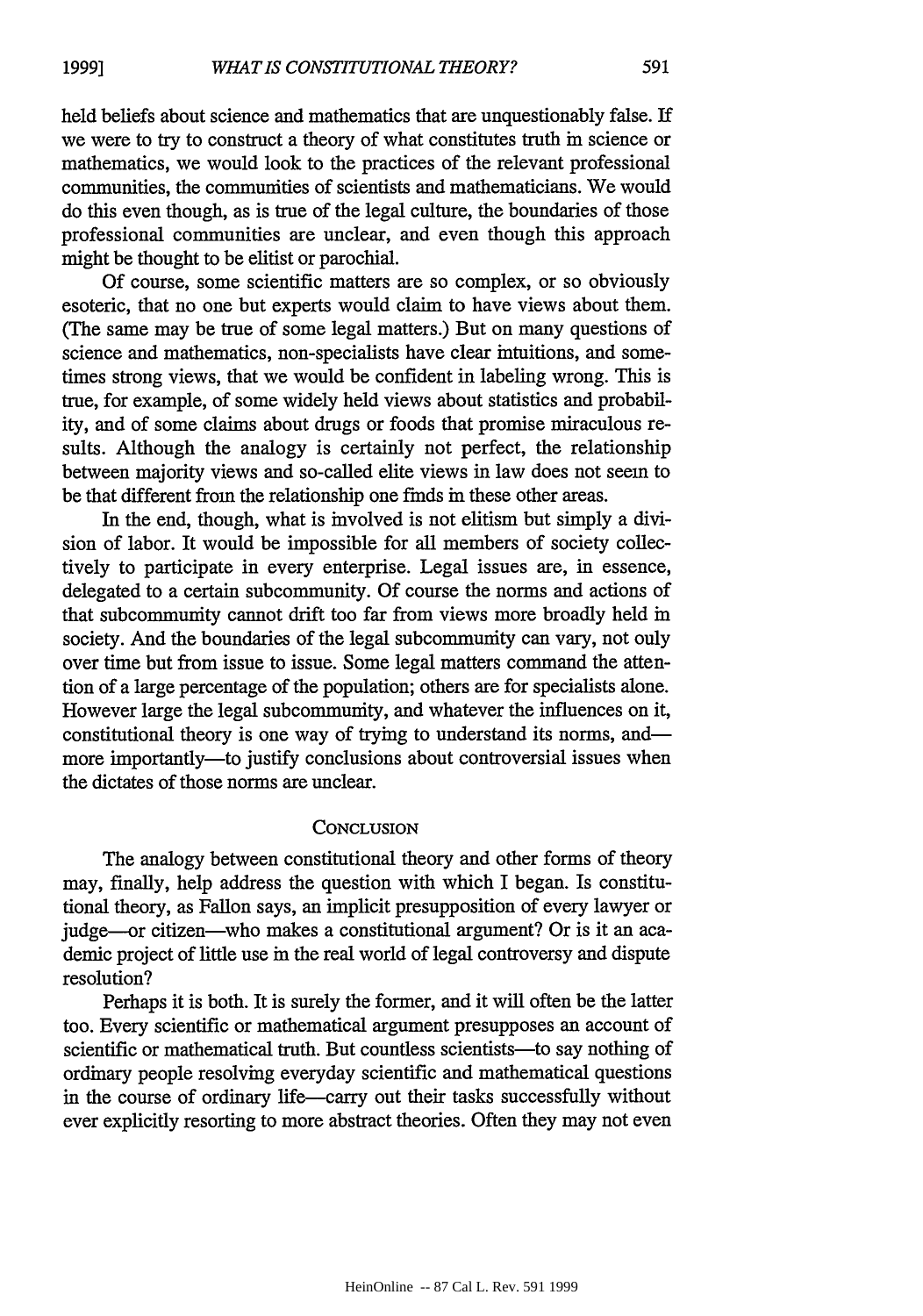held beliefs about science and mathematics that are unquestionably false. If we were to try to construct a theory of what constitutes truth in science or mathematics, we would look to the practices of the relevant professional communities, the communities of scientists and mathematicians. We would do this even though, as is true of the legal culture, the boundaries of those professional communities are unclear, and even though this approach might be thought to be elitist or parochial.

Of course, some scientific matters are so complex, or so obviously esoteric, that no one but experts would claim to have views about them. (The same may be true of some legal matters.) But on many questions of science and mathematics, non-specialists have clear intuitions, and sometimes strong views, that we would be confident in labeling wrong. This is true, for example, of some widely held views about statistics and probability, and of some claims about drugs or foods that promise miraculous results. Although the analogy is certainly not perfect, the relationship between majority views and so-called elite views in law does not seem to be that different from the relationship one finds in these other areas.

In the end, though, what is involved is not elitism but simply a division of labor. It would be impossible for all members of society collectively to participate in every enterprise. Legal issues are, in essence, delegated to a certain subcommunity. Of course the norms and actions of that subcommunity cannot drift too far from views more broadly held in society. And the boundaries of the legal subcommunity can vary, not only over time but from issue to issue. Some legal matters command the attention of a large percentage of the population; others are for specialists alone. However large the legal subcommunity, and whatever the influences on it, constitutional theory is one way of trying to understand its norms, and—more importantly—to justify conclusions about controversial issues when the dictates of those norms are unclear.

## CONCLUSION

The analogy between constitutional theory and other forms of theory may, finally, help address the question with which I began. Is constitutional theory, as Fallon says, an implicit presupposition of every lawyer or judge—or citizen—who makes a constitutional argument? Or is it an academic project of little use in the real world of legal controversy and dispute resolution?

Perhaps it is both. It is surely the former, and it will often be the latter too. Every scientific or mathematical argument presupposes an account of scientific or mathematical truth. But countless scientists—to say nothing of ordinary people resolving everyday scientific and mathematical questions in the course of ordinary life—carry out their tasks successfully without ever explicitly resorting to more abstract theories. Often they may not even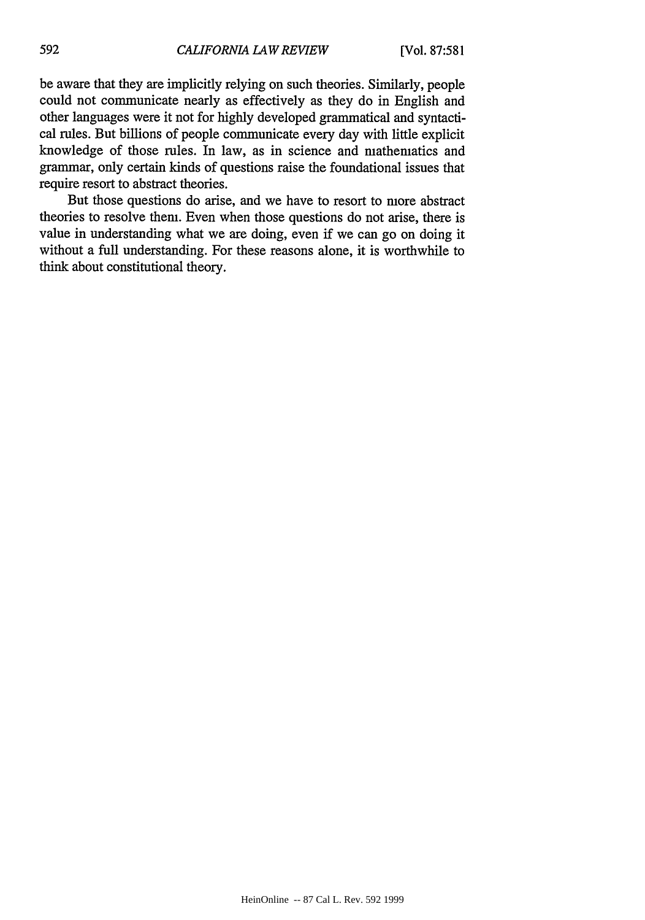be aware that they are implicitly relying on such theories. Similarly, people could not communicate nearly as effectively as they do in English and other languages were it not for highly developed grammatical and syntactical rules. But billions of people communicate every day with little explicit knowledge of those rules. In law, as in science and mathematics and grammar, only certain kinds of questions raise the foundational issues that require resort to abstract theories.

But those questions do arise, and we have to resort to more abstract theories to resolve them. Even when those questions do not arise, there is value in understanding what we are doing, even if we can go on doing it without a full understanding. For these reasons alone, it is worthwhile to think about constitutional theory.